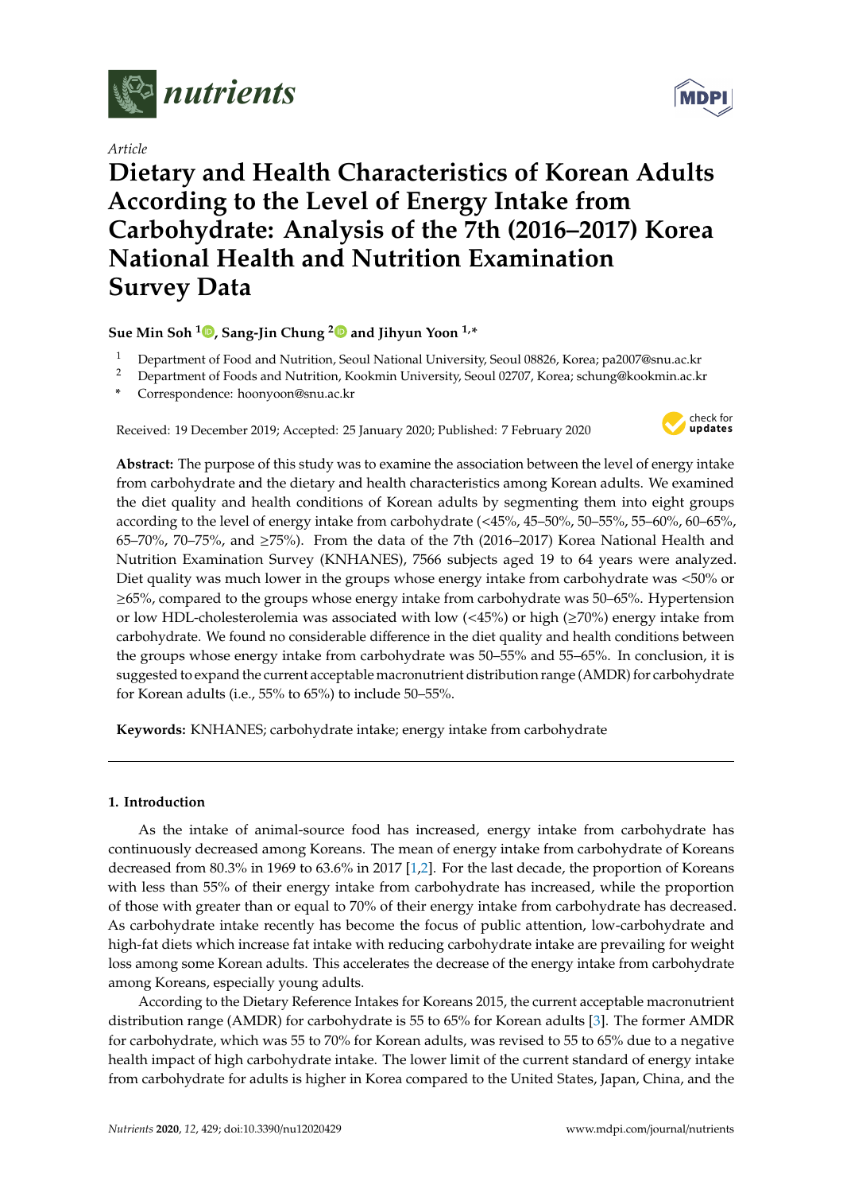*Article*

# Dietary and Health Characteristics of Korean Adults According to the Level of Energy Intake from Carbohydrate: Analysis of the 7th (2016–2017) Korea National Health and Nutrition Examination Survey Data

**Sue Min Soh [1], Sang-Jin Chung [2] and Jihyun Yoon [1,*]**

[1] Department of Food and Nutrition, Seoul National University, Seoul 08826, Korea; pa2007@snu.ac.kr
[2] Department of Foods and Nutrition, Kookmin University, Seoul 02707, Korea; schung@kookmin.ac.kr
* Correspondence: hoonyoon@snu.ac.kr

Received: 19 December 2019; Accepted: 25 January 2020; Published: 7 February 2020

**Abstract:** The purpose of this study was to examine the association between the level of energy intake from carbohydrate and the dietary and health characteristics among Korean adults. We examined the diet quality and health conditions of Korean adults by segmenting them into eight groups according to the level of energy intake from carbohydrate (<45%, 45–50%, 50–55%, 55–60%, 60–65%, 65–70%, 70–75%, and ≥75%). From the data of the 7th (2016–2017) Korea National Health and Nutrition Examination Survey (KNHANES), 7566 subjects aged 19 to 64 years were analyzed. Diet quality was much lower in the groups whose energy intake from carbohydrate was <50% or ≥65%, compared to the groups whose energy intake from carbohydrate was 50–65%. Hypertension or low HDL-cholesterolemia was associated with low (<45%) or high (≥70%) energy intake from carbohydrate. We found no considerable difference in the diet quality and health conditions between the groups whose energy intake from carbohydrate was 50–55% and 55–65%. In conclusion, it is suggested to expand the current acceptable macronutrient distribution range (AMDR) for carbohydrate for Korean adults (i.e., 55% to 65%) to include 50–55%.

**Keywords:** KNHANES; carbohydrate intake; energy intake from carbohydrate

## 1. Introduction

As the intake of animal-source food has increased, energy intake from carbohydrate has continuously decreased among Koreans. The mean of energy intake from carbohydrate of Koreans decreased from 80.3% in 1969 to 63.6% in 2017 [1,2]. For the last decade, the proportion of Koreans with less than 55% of their energy intake from carbohydrate has increased, while the proportion of those with greater than or equal to 70% of their energy intake from carbohydrate has decreased. As carbohydrate intake recently has become the focus of public attention, low-carbohydrate and high-fat diets which increase fat intake with reducing carbohydrate intake are prevailing for weight loss among some Korean adults. This accelerates the decrease of the energy intake from carbohydrate among Koreans, especially young adults.

According to the Dietary Reference Intakes for Koreans 2015, the current acceptable macronutrient distribution range (AMDR) for carbohydrate is 55 to 65% for Korean adults [3]. The former AMDR for carbohydrate, which was 55 to 70% for Korean adults, was revised to 55 to 65% due to a negative health impact of high carbohydrate intake. The lower limit of the current standard of energy intake from carbohydrate for adults is higher in Korea compared to the United States, Japan, China, and the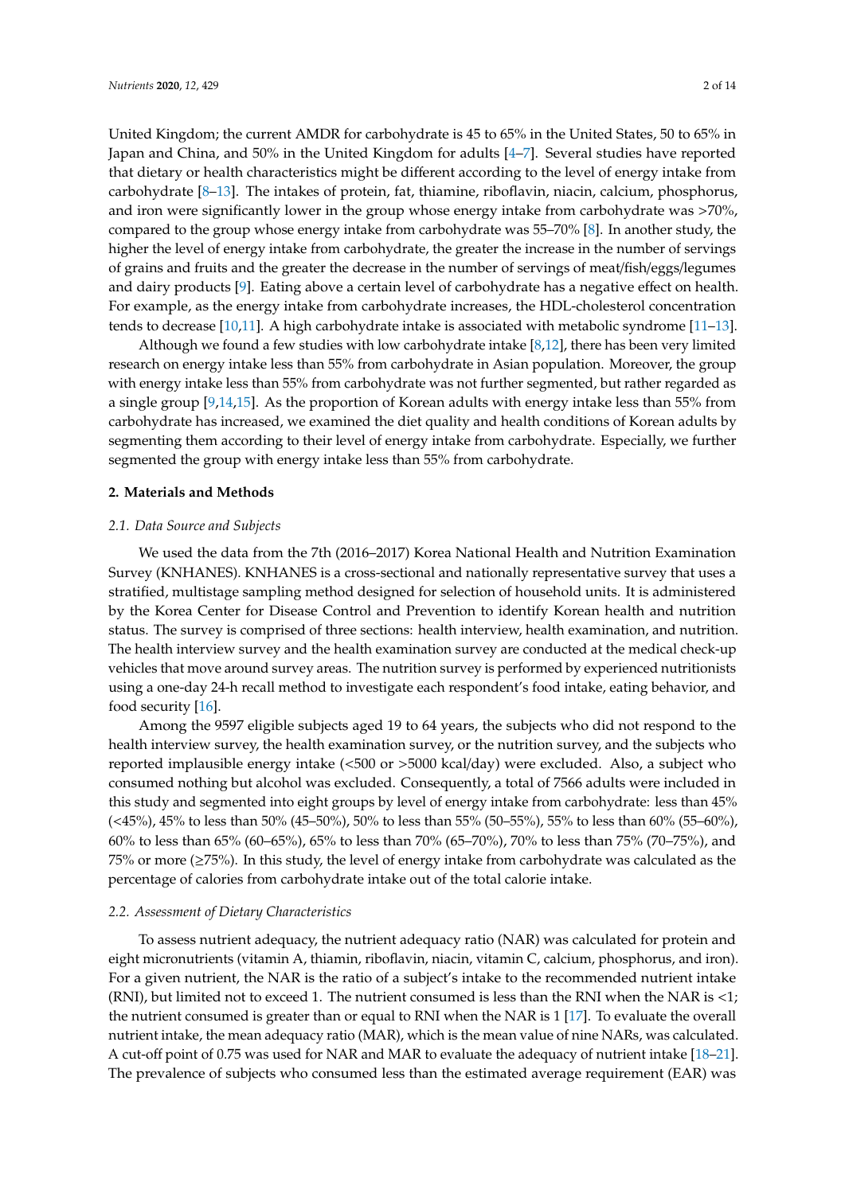United Kingdom; the current AMDR for carbohydrate is 45 to 65% in the United States, 50 to 65% in Japan and China, and 50% in the United Kingdom for adults [4–7]. Several studies have reported that dietary or health characteristics might be different according to the level of energy intake from carbohydrate [8–13]. The intakes of protein, fat, thiamine, riboflavin, niacin, calcium, phosphorus, and iron were significantly lower in the group whose energy intake from carbohydrate was >70%, compared to the group whose energy intake from carbohydrate was 55–70% [8]. In another study, the higher the level of energy intake from carbohydrate, the greater the increase in the number of servings of grains and fruits and the greater the decrease in the number of servings of meat/fish/eggs/legumes and dairy products [9]. Eating above a certain level of carbohydrate has a negative effect on health. For example, as the energy intake from carbohydrate increases, the HDL-cholesterol concentration tends to decrease [10,11]. A high carbohydrate intake is associated with metabolic syndrome [11–13].

Although we found a few studies with low carbohydrate intake [8,12], there has been very limited research on energy intake less than 55% from carbohydrate in Asian population. Moreover, the group with energy intake less than 55% from carbohydrate was not further segmented, but rather regarded as a single group [9,14,15]. As the proportion of Korean adults with energy intake less than 55% from carbohydrate has increased, we examined the diet quality and health conditions of Korean adults by segmenting them according to their level of energy intake from carbohydrate. Especially, we further segmented the group with energy intake less than 55% from carbohydrate.

## 2. Materials and Methods

### *2.1. Data Source and Subjects*

We used the data from the 7th (2016–2017) Korea National Health and Nutrition Examination Survey (KNHANES). KNHANES is a cross-sectional and nationally representative survey that uses a stratified, multistage sampling method designed for selection of household units. It is administered by the Korea Center for Disease Control and Prevention to identify Korean health and nutrition status. The survey is comprised of three sections: health interview, health examination, and nutrition. The health interview survey and the health examination survey are conducted at the medical check-up vehicles that move around survey areas. The nutrition survey is performed by experienced nutritionists using a one-day 24-h recall method to investigate each respondent's food intake, eating behavior, and food security [16].

Among the 9597 eligible subjects aged 19 to 64 years, the subjects who did not respond to the health interview survey, the health examination survey, or the nutrition survey, and the subjects who reported implausible energy intake (<500 or >5000 kcal/day) were excluded. Also, a subject who consumed nothing but alcohol was excluded. Consequently, a total of 7566 adults were included in this study and segmented into eight groups by level of energy intake from carbohydrate: less than 45% (<45%), 45% to less than 50% (45–50%), 50% to less than 55% (50–55%), 55% to less than 60% (55–60%), 60% to less than 65% (60–65%), 65% to less than 70% (65–70%), 70% to less than 75% (70–75%), and 75% or more (≥75%). In this study, the level of energy intake from carbohydrate was calculated as the percentage of calories from carbohydrate intake out of the total calorie intake.

### *2.2. Assessment of Dietary Characteristics*

To assess nutrient adequacy, the nutrient adequacy ratio (NAR) was calculated for protein and eight micronutrients (vitamin A, thiamin, riboflavin, niacin, vitamin C, calcium, phosphorus, and iron). For a given nutrient, the NAR is the ratio of a subject's intake to the recommended nutrient intake (RNI), but limited not to exceed 1. The nutrient consumed is less than the RNI when the NAR is <1; the nutrient consumed is greater than or equal to RNI when the NAR is 1 [17]. To evaluate the overall nutrient intake, the mean adequacy ratio (MAR), which is the mean value of nine NARs, was calculated. A cut-off point of 0.75 was used for NAR and MAR to evaluate the adequacy of nutrient intake [18–21]. The prevalence of subjects who consumed less than the estimated average requirement (EAR) was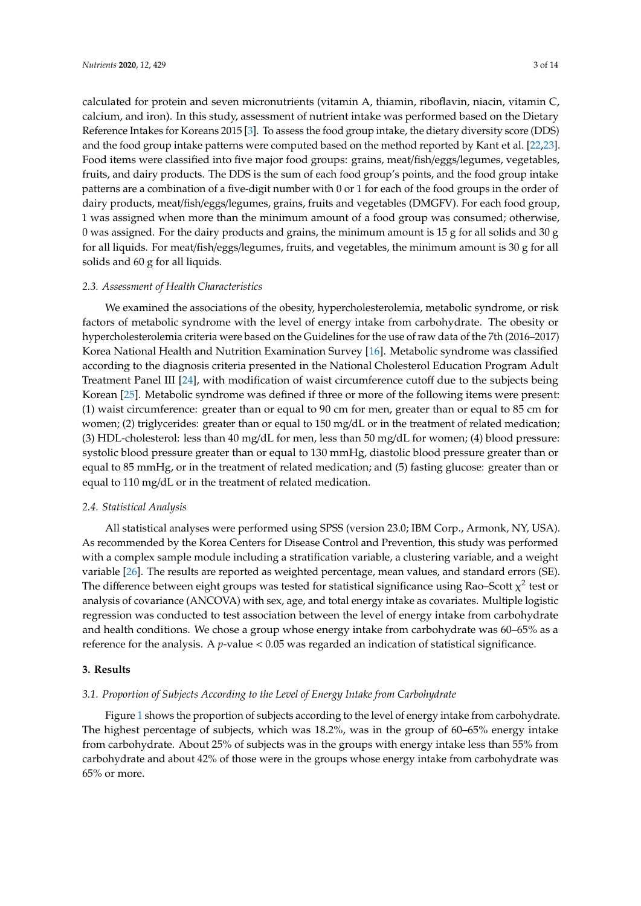calculated for protein and seven micronutrients (vitamin A, thiamin, riboflavin, niacin, vitamin C, calcium, and iron). In this study, assessment of nutrient intake was performed based on the Dietary Reference Intakes for Koreans 2015 [3]. To assess the food group intake, the dietary diversity score (DDS) and the food group intake patterns were computed based on the method reported by Kant et al. [22,23]. Food items were classified into five major food groups: grains, meat/fish/eggs/legumes, vegetables, fruits, and dairy products. The DDS is the sum of each food group's points, and the food group intake patterns are a combination of a five-digit number with 0 or 1 for each of the food groups in the order of dairy products, meat/fish/eggs/legumes, grains, fruits and vegetables (DMGFV). For each food group, 1 was assigned when more than the minimum amount of a food group was consumed; otherwise, 0 was assigned. For the dairy products and grains, the minimum amount is 15 g for all solids and 30 g for all liquids. For meat/fish/eggs/legumes, fruits, and vegetables, the minimum amount is 30 g for all solids and 60 g for all liquids.

### *2.3. Assessment of Health Characteristics*

We examined the associations of the obesity, hypercholesterolemia, metabolic syndrome, or risk factors of metabolic syndrome with the level of energy intake from carbohydrate. The obesity or hypercholesterolemia criteria were based on the Guidelines for the use of raw data of the 7th (2016–2017) Korea National Health and Nutrition Examination Survey [16]. Metabolic syndrome was classified according to the diagnosis criteria presented in the National Cholesterol Education Program Adult Treatment Panel III [24], with modification of waist circumference cutoff due to the subjects being Korean [25]. Metabolic syndrome was defined if three or more of the following items were present: (1) waist circumference: greater than or equal to 90 cm for men, greater than or equal to 85 cm for women; (2) triglycerides: greater than or equal to 150 mg/dL or in the treatment of related medication; (3) HDL-cholesterol: less than 40 mg/dL for men, less than 50 mg/dL for women; (4) blood pressure: systolic blood pressure greater than or equal to 130 mmHg, diastolic blood pressure greater than or equal to 85 mmHg, or in the treatment of related medication; and (5) fasting glucose: greater than or equal to 110 mg/dL or in the treatment of related medication.

### *2.4. Statistical Analysis*

All statistical analyses were performed using SPSS (version 23.0; IBM Corp., Armonk, NY, USA). As recommended by the Korea Centers for Disease Control and Prevention, this study was performed with a complex sample module including a stratification variable, a clustering variable, and a weight variable [26]. The results are reported as weighted percentage, mean values, and standard errors (SE). The difference between eight groups was tested for statistical significance using Rao–Scott $\chi^2$ test or analysis of covariance (ANCOVA) with sex, age, and total energy intake as covariates. Multiple logistic regression was conducted to test association between the level of energy intake from carbohydrate and health conditions. We chose a group whose energy intake from carbohydrate was 60–65% as a reference for the analysis. A $p$-value < 0.05 was regarded an indication of statistical significance.

## **3. Results**

### *3.1. Proportion of Subjects According to the Level of Energy Intake from Carbohydrate*

Figure 1 shows the proportion of subjects according to the level of energy intake from carbohydrate. The highest percentage of subjects, which was 18.2%, was in the group of 60–65% energy intake from carbohydrate. About 25% of subjects was in the groups with energy intake less than 55% from carbohydrate and about 42% of those were in the groups whose energy intake from carbohydrate was 65% or more.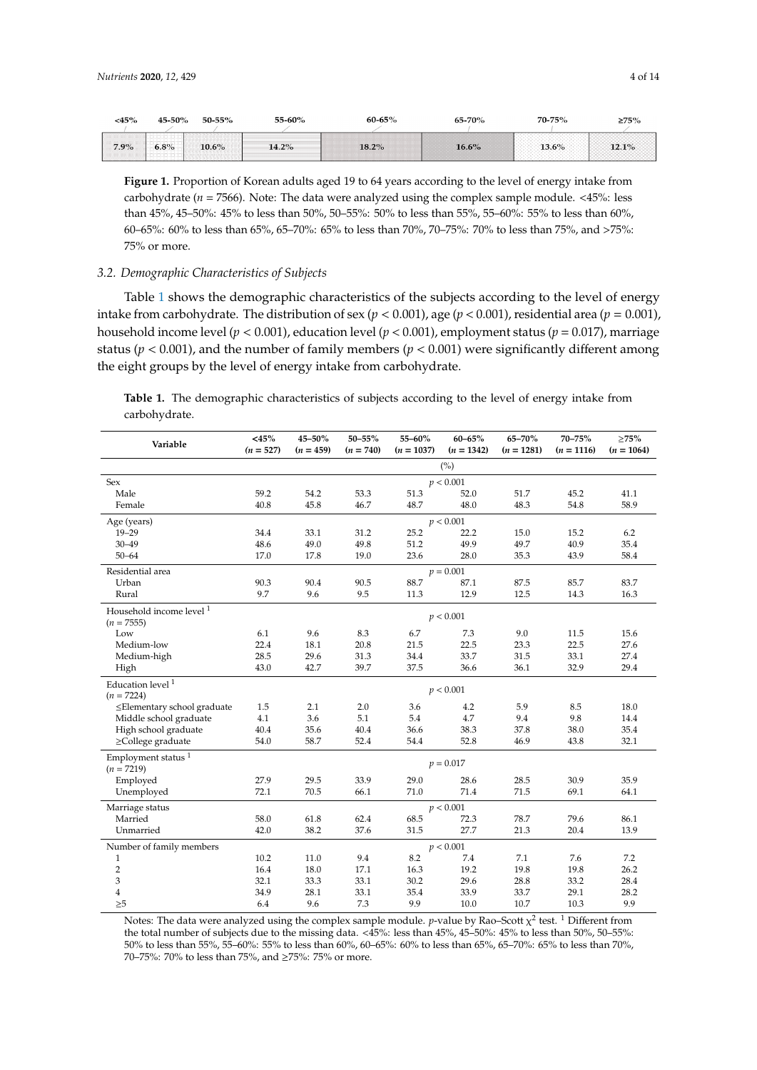| <45% | 45–50% | 50–55% | 55–60% | 60–65% | 65–70% | 70–75% | ≥75% |
|---|---|---|---|---|---|---|---|
| 7.9% | 6.8% | 10.6% | 14.2% | 18.2% | 16.6% | 13.6% | 12.1% |

**Figure 1.** Proportion of Korean adults aged 19 to 64 years according to the level of energy intake from carbohydrate ($n$ = 7566). Note: The data were analyzed using the complex sample module. <45%: less than 45%, 45–50%: 45% to less than 50%, 50–55%: 50% to less than 55%, 55–60%: 55% to less than 60%, 60–65%: 60% to less than 65%, 65–70%: 65% to less than 70%, 70–75%: 70% to less than 75%, and >75%: 75% or more.

### *3.2. Demographic Characteristics of Subjects*

Table 1 shows the demographic characteristics of the subjects according to the level of energy intake from carbohydrate. The distribution of sex ($p < 0.001$), age ($p < 0.001$), residential area ($p = 0.001$), household income level ($p < 0.001$), education level ($p < 0.001$), employment status ($p = 0.017$), marriage status ($p < 0.001$), and the number of family members ($p < 0.001$) were significantly different among the eight groups by the level of energy intake from carbohydrate.

**Table 1.** The demographic characteristics of subjects according to the level of energy intake from carbohydrate.

| Variable | <45% ($n$ = 527) | 45–50% ($n$ = 459) | 50–55% ($n$ = 740) | 55–60% ($n$ = 1037) | 60–65% ($n$ = 1342) | 65–70% ($n$ = 1281) | 70–75% ($n$ = 1116) | ≥75% ($n$ = 1064) |
|---|---|---|---|---|---|---|---|---|
| | | | | | (%) | | | |
| Sex | | | | | $p < 0.001$ | | | |
| Male | 59.2 | 54.2 | 53.3 | 51.3 | 52.0 | 51.7 | 45.2 | 41.1 |
| Female | 40.8 | 45.8 | 46.7 | 48.7 | 48.0 | 48.3 | 54.8 | 58.9 |
| Age (years) | | | | | $p < 0.001$ | | | |
| 19–29 | 34.4 | 33.1 | 31.2 | 25.2 | 22.2 | 15.0 | 15.2 | 6.2 |
| 30–49 | 48.6 | 49.0 | 49.8 | 51.2 | 49.9 | 49.7 | 40.9 | 35.4 |
| 50–64 | 17.0 | 17.8 | 19.0 | 23.6 | 28.0 | 35.3 | 43.9 | 58.4 |
| Residential area | | | | | $p = 0.001$ | | | |
| Urban | 90.3 | 90.4 | 90.5 | 88.7 | 87.1 | 87.5 | 85.7 | 83.7 |
| Rural | 9.7 | 9.6 | 9.5 | 11.3 | 12.9 | 12.5 | 14.3 | 16.3 |
| Household income level [1] ($n$ = 7555) | | | | | $p < 0.001$ | | | |
| Low | 6.1 | 9.6 | 8.3 | 6.7 | 7.3 | 9.0 | 11.5 | 15.6 |
| Medium-low | 22.4 | 18.1 | 20.8 | 21.5 | 22.5 | 23.3 | 22.5 | 27.6 |
| Medium-high | 28.5 | 29.6 | 31.3 | 34.4 | 33.7 | 31.5 | 33.1 | 27.4 |
| High | 43.0 | 42.7 | 39.7 | 37.5 | 36.6 | 36.1 | 32.9 | 29.4 |
| Education level [1] ($n$ = 7224) | | | | | $p < 0.001$ | | | |
| ≤Elementary school graduate | 1.5 | 2.1 | 2.0 | 3.6 | 4.2 | 5.9 | 8.5 | 18.0 |
| Middle school graduate | 4.1 | 3.6 | 5.1 | 5.4 | 4.7 | 9.4 | 9.8 | 14.4 |
| High school graduate | 40.4 | 35.6 | 40.4 | 36.6 | 38.3 | 37.8 | 38.0 | 35.4 |
| ≥College graduate | 54.0 | 58.7 | 52.4 | 54.4 | 52.8 | 46.9 | 43.8 | 32.1 |
| Employment status [1] ($n$ = 7219) | | | | | $p = 0.017$ | | | |
| Employed | 27.9 | 29.5 | 33.9 | 29.0 | 28.6 | 28.5 | 30.9 | 35.9 |
| Unemployed | 72.1 | 70.5 | 66.1 | 71.0 | 71.4 | 71.5 | 69.1 | 64.1 |
| Marriage status | | | | | $p < 0.001$ | | | |
| Married | 58.0 | 61.8 | 62.4 | 68.5 | 72.3 | 78.7 | 79.6 | 86.1 |
| Unmarried | 42.0 | 38.2 | 37.6 | 31.5 | 27.7 | 21.3 | 20.4 | 13.9 |
| Number of family members | | | | | $p < 0.001$ | | | |
| 1 | 10.2 | 11.0 | 9.4 | 8.2 | 7.4 | 7.1 | 7.6 | 7.2 |
| 2 | 16.4 | 18.0 | 17.1 | 16.3 | 19.2 | 19.8 | 19.8 | 26.2 |
| 3 | 32.1 | 33.3 | 33.1 | 30.2 | 29.6 | 28.8 | 33.2 | 28.4 |
| 4 | 34.9 | 28.1 | 33.1 | 35.4 | 33.9 | 33.7 | 29.1 | 28.2 |
| ≥5 | 6.4 | 9.6 | 7.3 | 9.9 | 10.0 | 10.7 | 10.3 | 9.9 |

Notes: The data were analyzed using the complex sample module. $p$-value by Rao–Scott $\chi^2$ test. [1] Different from the total number of subjects due to the missing data. <45%: less than 45%, 45–50%: 45% to less than 50%, 50–55%: 50% to less than 55%, 55–60%: 55% to less than 60%, 60–65%: 60% to less than 65%, 65–70%: 65% to less than 70%, 70–75%: 70% to less than 75%, and ≥75%: 75% or more.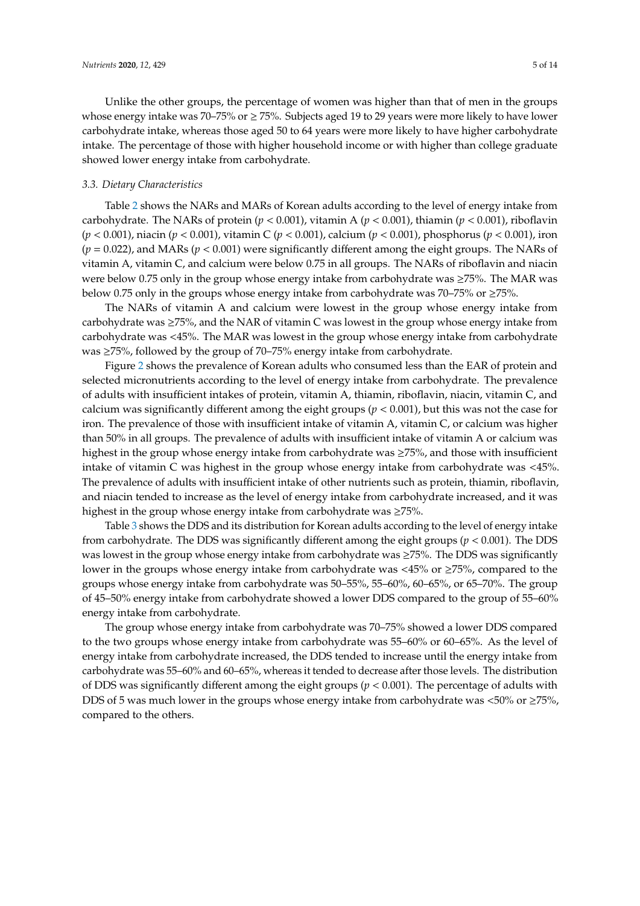Unlike the other groups, the percentage of women was higher than that of men in the groups whose energy intake was 70–75% or ≥ 75%. Subjects aged 19 to 29 years were more likely to have lower carbohydrate intake, whereas those aged 50 to 64 years were more likely to have higher carbohydrate intake. The percentage of those with higher household income or with higher than college graduate showed lower energy intake from carbohydrate.

### *3.3. Dietary Characteristics*

Table 2 shows the NARs and MARs of Korean adults according to the level of energy intake from carbohydrate. The NARs of protein ($p < 0.001$), vitamin A ($p < 0.001$), thiamin ($p < 0.001$), riboflavin ($p < 0.001$), niacin ($p < 0.001$), vitamin C ($p < 0.001$), calcium ($p < 0.001$), phosphorus ($p < 0.001$), iron ($p = 0.022$), and MARs ($p < 0.001$) were significantly different among the eight groups. The NARs of vitamin A, vitamin C, and calcium were below 0.75 in all groups. The NARs of riboflavin and niacin were below 0.75 only in the group whose energy intake from carbohydrate was ≥75%. The MAR was below 0.75 only in the groups whose energy intake from carbohydrate was 70–75% or ≥75%.

The NARs of vitamin A and calcium were lowest in the group whose energy intake from carbohydrate was ≥75%, and the NAR of vitamin C was lowest in the group whose energy intake from carbohydrate was <45%. The MAR was lowest in the group whose energy intake from carbohydrate was ≥75%, followed by the group of 70–75% energy intake from carbohydrate.

Figure 2 shows the prevalence of Korean adults who consumed less than the EAR of protein and selected micronutrients according to the level of energy intake from carbohydrate. The prevalence of adults with insufficient intakes of protein, vitamin A, thiamin, riboflavin, niacin, vitamin C, and calcium was significantly different among the eight groups ($p < 0.001$), but this was not the case for iron. The prevalence of those with insufficient intake of vitamin A, vitamin C, or calcium was higher than 50% in all groups. The prevalence of adults with insufficient intake of vitamin A or calcium was highest in the group whose energy intake from carbohydrate was ≥75%, and those with insufficient intake of vitamin C was highest in the group whose energy intake from carbohydrate was <45%. The prevalence of adults with insufficient intake of other nutrients such as protein, thiamin, riboflavin, and niacin tended to increase as the level of energy intake from carbohydrate increased, and it was highest in the group whose energy intake from carbohydrate was ≥75%.

Table 3 shows the DDS and its distribution for Korean adults according to the level of energy intake from carbohydrate. The DDS was significantly different among the eight groups ($p < 0.001$). The DDS was lowest in the group whose energy intake from carbohydrate was ≥75%. The DDS was significantly lower in the groups whose energy intake from carbohydrate was <45% or ≥75%, compared to the groups whose energy intake from carbohydrate was 50–55%, 55–60%, 60–65%, or 65–70%. The group of 45–50% energy intake from carbohydrate showed a lower DDS compared to the group of 55–60% energy intake from carbohydrate.

The group whose energy intake from carbohydrate was 70–75% showed a lower DDS compared to the two groups whose energy intake from carbohydrate was 55–60% or 60–65%. As the level of energy intake from carbohydrate increased, the DDS tended to increase until the energy intake from carbohydrate was 55–60% and 60–65%, whereas it tended to decrease after those levels. The distribution of DDS was significantly different among the eight groups ($p < 0.001$). The percentage of adults with DDS of 5 was much lower in the groups whose energy intake from carbohydrate was <50% or ≥75%, compared to the others.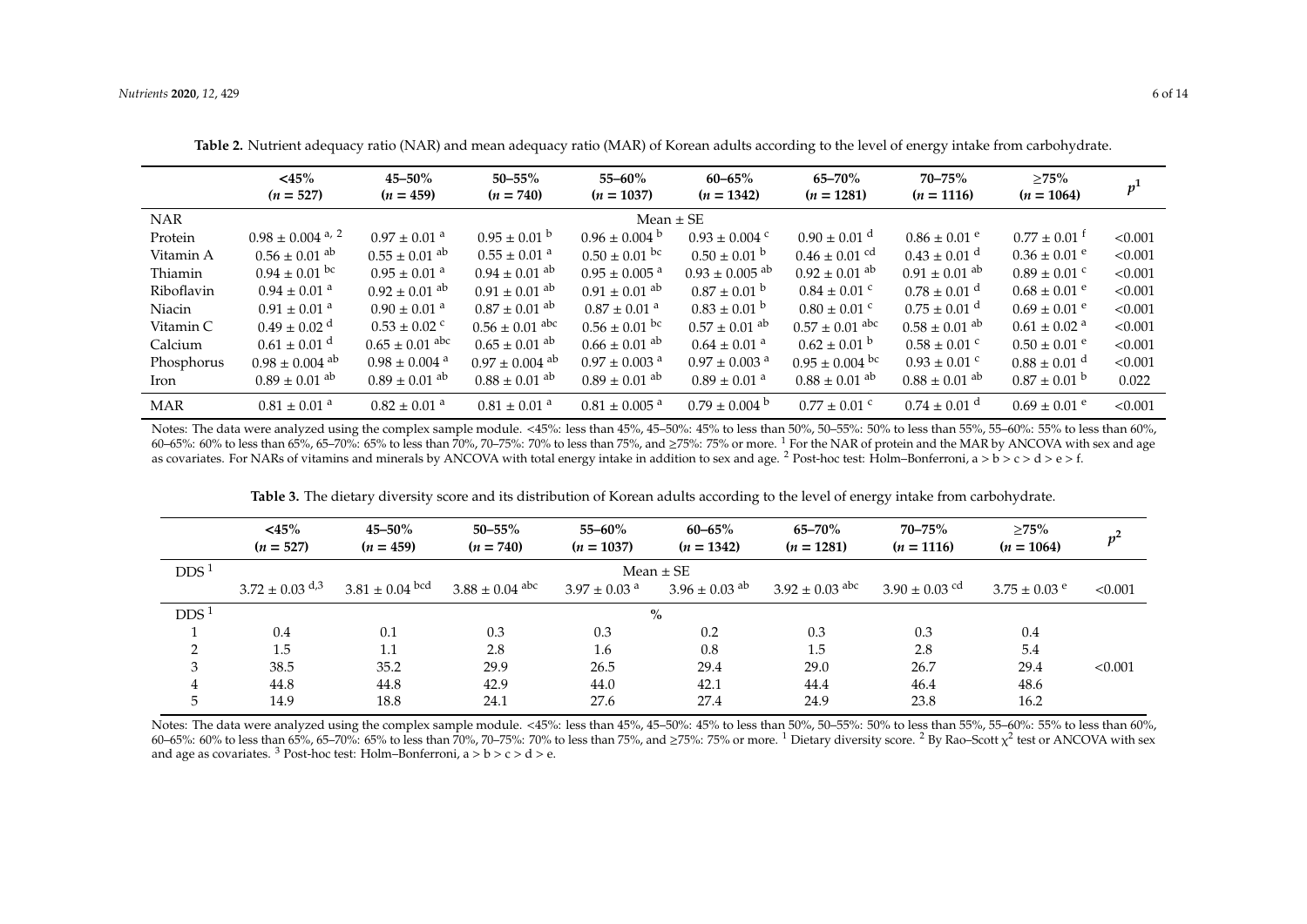**Table 2.** Nutrient adequacy ratio (NAR) and mean adequacy ratio (MAR) of Korean adults according to the level of energy intake from carbohydrate.

| | <45% (n = 527) | 45–50% (n = 459) | 50–55% (n = 740) | 55–60% (n = 1037) | 60–65% (n = 1342) | 65–70% (n = 1281) | 70–75% (n = 1116) | ≥75% (n = 1064) | $p^1$ |
|---|---|---|---|---|---|---|---|---|---|
| NAR | | | | Mean ± SE | | | | | |
| Protein | 0.98 ± 0.004 [a, 2] | 0.97 ± 0.01 [a] | 0.95 ± 0.01 [b] | 0.96 ± 0.004 [b] | 0.93 ± 0.004 [c] | 0.90 ± 0.01 [d] | 0.86 ± 0.01 [e] | 0.77 ± 0.01 [f] | <0.001 |
| Vitamin A | 0.56 ± 0.01 [ab] | 0.55 ± 0.01 [ab] | 0.55 ± 0.01 [a] | 0.50 ± 0.01 [bc] | 0.50 ± 0.01 [b] | 0.46 ± 0.01 [cd] | 0.43 ± 0.01 [d] | 0.36 ± 0.01 [e] | <0.001 |
| Thiamin | 0.94 ± 0.01 [bc] | 0.95 ± 0.01 [a] | 0.94 ± 0.01 [ab] | 0.95 ± 0.005 [a] | 0.93 ± 0.005 [ab] | 0.92 ± 0.01 [ab] | 0.91 ± 0.01 [ab] | 0.89 ± 0.01 [c] | <0.001 |
| Riboflavin | 0.94 ± 0.01 [a] | 0.92 ± 0.01 [ab] | 0.91 ± 0.01 [ab] | 0.91 ± 0.01 [ab] | 0.87 ± 0.01 [b] | 0.84 ± 0.01 [c] | 0.78 ± 0.01 [d] | 0.68 ± 0.01 [e] | <0.001 |
| Niacin | 0.91 ± 0.01 [a] | 0.90 ± 0.01 [a] | 0.87 ± 0.01 [ab] | 0.87 ± 0.01 [a] | 0.83 ± 0.01 [b] | 0.80 ± 0.01 [c] | 0.75 ± 0.01 [d] | 0.69 ± 0.01 [e] | <0.001 |
| Vitamin C | 0.49 ± 0.02 [d] | 0.53 ± 0.02 [c] | 0.56 ± 0.01 [abc] | 0.56 ± 0.01 [bc] | 0.57 ± 0.01 [ab] | 0.57 ± 0.01 [abc] | 0.58 ± 0.01 [ab] | 0.61 ± 0.02 [a] | <0.001 |
| Calcium | 0.61 ± 0.01 [d] | 0.65 ± 0.01 [abc] | 0.65 ± 0.01 [ab] | 0.66 ± 0.01 [ab] | 0.64 ± 0.01 [a] | 0.62 ± 0.01 [b] | 0.58 ± 0.01 [c] | 0.50 ± 0.01 [e] | <0.001 |
| Phosphorus | 0.98 ± 0.004 [ab] | 0.98 ± 0.004 [a] | 0.97 ± 0.004 [ab] | 0.97 ± 0.003 [a] | 0.97 ± 0.003 [a] | 0.95 ± 0.004 [bc] | 0.93 ± 0.01 [c] | 0.88 ± 0.01 [d] | <0.001 |
| Iron | 0.89 ± 0.01 [ab] | 0.89 ± 0.01 [ab] | 0.88 ± 0.01 [ab] | 0.89 ± 0.01 [ab] | 0.89 ± 0.01 [a] | 0.88 ± 0.01 [ab] | 0.88 ± 0.01 [ab] | 0.87 ± 0.01 [b] | 0.022 |
| MAR | 0.81 ± 0.01 [a] | 0.82 ± 0.01 [a] | 0.81 ± 0.01 [a] | 0.81 ± 0.005 [a] | 0.79 ± 0.004 [b] | 0.77 ± 0.01 [c] | 0.74 ± 0.01 [d] | 0.69 ± 0.01 [e] | <0.001 |

Notes: The data were analyzed using the complex sample module. <45%: less than 45%, 45–50%: 45% to less than 50%, 50–55%: 50% to less than 55%, 55–60%: 55% to less than 60%, 60–65%: 60% to less than 65%, 65–70%: 65% to less than 70%, 70–75%: 70% to less than 75%, and ≥75%: 75% or more. [1] For the NAR of protein and the MAR by ANCOVA with sex and age as covariates. For NARs of vitamins and minerals by ANCOVA with total energy intake in addition to sex and age. [2] Post-hoc test: Holm–Bonferroni, a > b > c > d > e > f.

**Table 3.** The dietary diversity score and its distribution of Korean adults according to the level of energy intake from carbohydrate.

| | <45% (n = 527) | 45–50% (n = 459) | 50–55% (n = 740) | 55–60% (n = 1037) | 60–65% (n = 1342) | 65–70% (n = 1281) | 70–75% (n = 1116) | ≥75% (n = 1064) | $p^2$ |
|---|---|---|---|---|---|---|---|---|---|
| DDS [1] | | | | Mean ± SE | | | | | |
| | 3.72 ± 0.03 [d,3] | 3.81 ± 0.04 [bcd] | 3.88 ± 0.04 [abc] | 3.97 ± 0.03 [a] | 3.96 ± 0.03 [ab] | 3.92 ± 0.03 [abc] | 3.90 ± 0.03 [cd] | 3.75 ± 0.03 [e] | <0.001 |
| DDS [1] | | | | % | | | | | |
| 1 | 0.4 | 0.1 | 0.3 | 0.3 | 0.2 | 0.3 | 0.3 | 0.4 | |
| 2 | 1.5 | 1.1 | 2.8 | 1.6 | 0.8 | 1.5 | 2.8 | 5.4 | |
| 3 | 38.5 | 35.2 | 29.9 | 26.5 | 29.4 | 29.0 | 26.7 | 29.4 | <0.001 |
| 4 | 44.8 | 44.8 | 42.9 | 44.0 | 42.1 | 44.4 | 46.4 | 48.6 | |
| 5 | 14.9 | 18.8 | 24.1 | 27.6 | 27.4 | 24.9 | 23.8 | 16.2 | |

Notes: The data were analyzed using the complex sample module. <45%: less than 45%, 45–50%: 45% to less than 50%, 50–55%: 50% to less than 55%, 55–60%: 55% to less than 60%, 60–65%: 60% to less than 65%, 65–70%: 65% to less than 70%, 70–75%: 70% to less than 75%, and ≥75%: 75% or more. [1] Dietary diversity score. [2] By Rao–Scott $\chi^2$ test or ANCOVA with sex and age as covariates. [3] Post-hoc test: Holm–Bonferroni, a > b > c > d > e.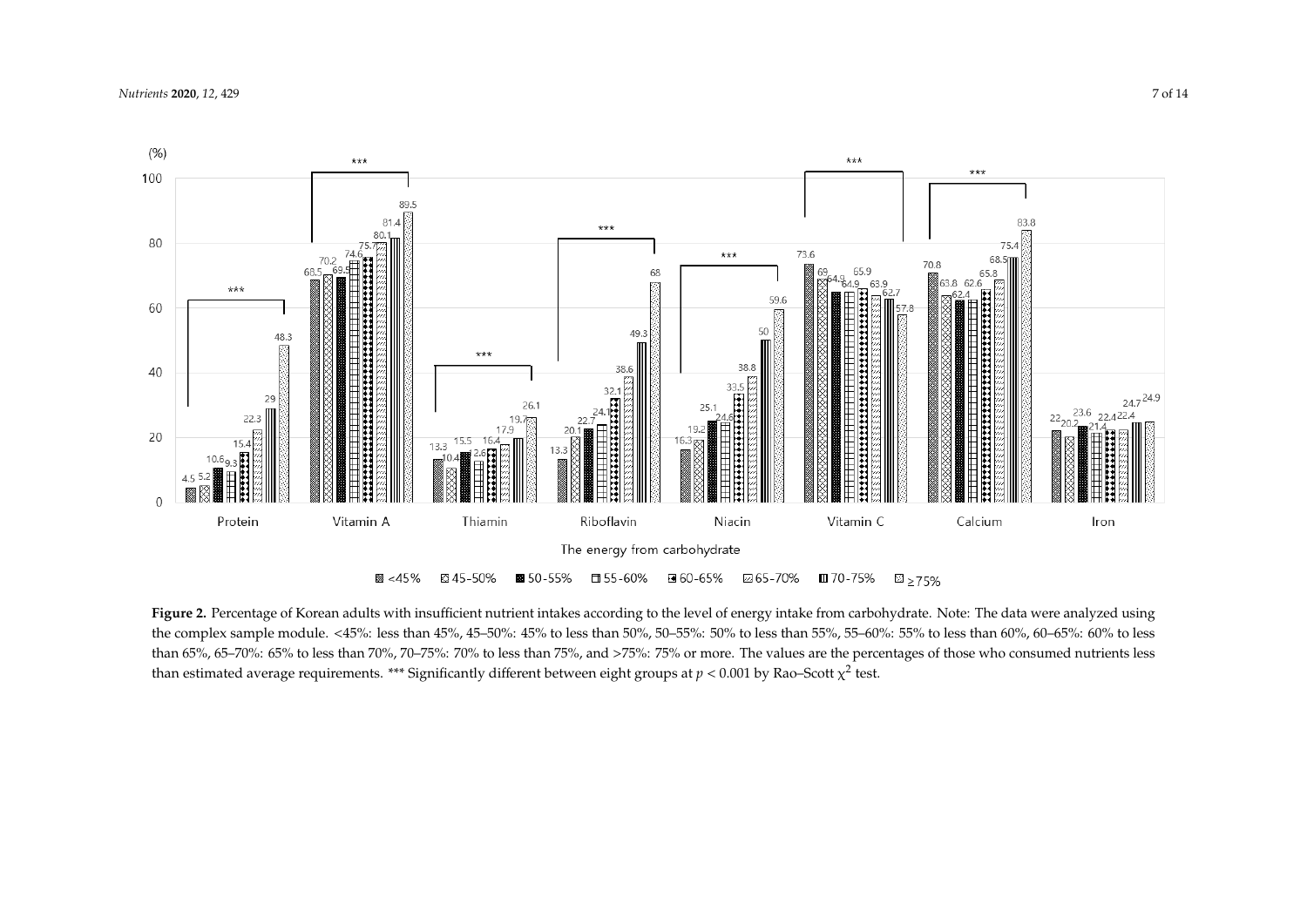**Figure 2.** Percentage of Korean adults with insufficient nutrient intakes according to the level of energy intake from carbohydrate. Note: The data were analyzed using the complex sample module. <45%: less than 45%, 45–50%: 45% to less than 50%, 50–55%: 50% to less than 55%, 55–60%: 55% to less than 60%, 60–65%: 60% to less than 65%, 65–70%: 65% to less than 70%, 70–75%: 70% to less than 75%, and >75%: 75% or more. The values are the percentages of those who consumed nutrients less than estimated average requirements. *** Significantly different between eight groups at $p < 0.001$ by Rao–Scott $\chi^2$ test.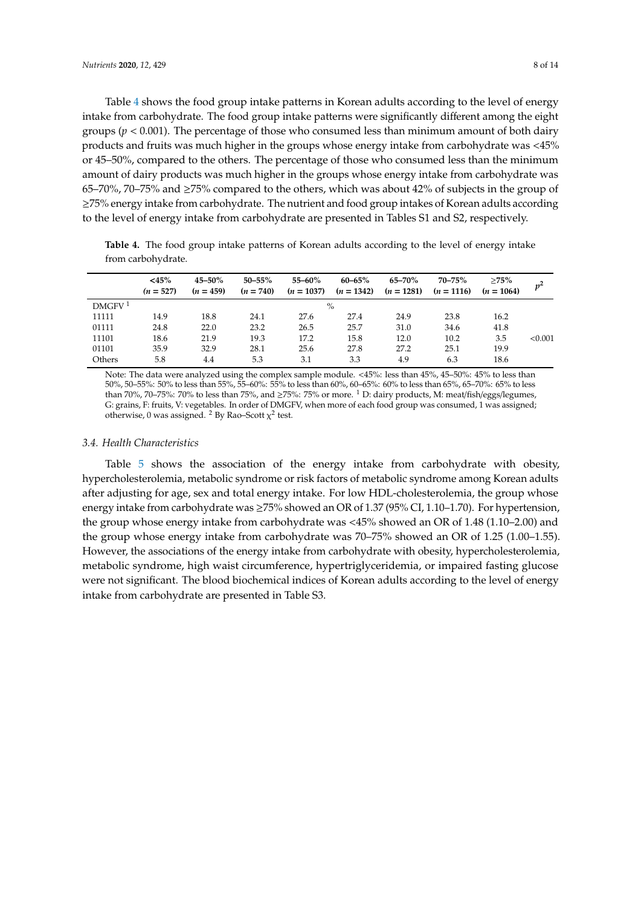Table 4 shows the food group intake patterns in Korean adults according to the level of energy intake from carbohydrate. The food group intake patterns were significantly different among the eight groups ($p < 0.001$). The percentage of those who consumed less than minimum amount of both dairy products and fruits was much higher in the groups whose energy intake from carbohydrate was <45% or 45–50%, compared to the others. The percentage of those who consumed less than the minimum amount of dairy products was much higher in the groups whose energy intake from carbohydrate was 65–70%, 70–75% and ≥75% compared to the others, which was about 42% of subjects in the group of ≥75% energy intake from carbohydrate. The nutrient and food group intakes of Korean adults according to the level of energy intake from carbohydrate are presented in Tables S1 and S2, respectively.

**Table 4.** The food group intake patterns of Korean adults according to the level of energy intake from carbohydrate.

| | <45% ($n$ = 527) | 45–50% ($n$ = 459) | 50–55% ($n$ = 740) | 55–60% ($n$ = 1037) | 60–65% ($n$ = 1342) | 65–70% ($n$ = 1281) | 70–75% ($n$ = 1116) | ≥75% ($n$ = 1064) | $p$ [2] |
|---|---|---|---|---|---|---|---|---|---|
| DMGFV [1] | | | | | % | | | | |
| 11111 | 14.9 | 18.8 | 24.1 | 27.6 | 27.4 | 24.9 | 23.8 | 16.2 | |
| 01111 | 24.8 | 22.0 | 23.2 | 26.5 | 25.7 | 31.0 | 34.6 | 41.8 | |
| 11101 | 18.6 | 21.9 | 19.3 | 17.2 | 15.8 | 12.0 | 10.2 | 3.5 | <0.001 |
| 01101 | 35.9 | 32.9 | 28.1 | 25.6 | 27.8 | 27.2 | 25.1 | 19.9 | |
| Others | 5.8 | 4.4 | 5.3 | 3.1 | 3.3 | 4.9 | 6.3 | 18.6 | |

Note: The data were analyzed using the complex sample module. <45%: less than 45%, 45–50%: 45% to less than 50%, 50–55%: 50% to less than 55%, 55–60%: 55% to less than 60%, 60–65%: 60% to less than 65%, 65–70%: 65% to less than 70%, 70–75%: 70% to less than 75%, and ≥75%: 75% or more. [1] D: dairy products, M: meat/fish/eggs/legumes, G: grains, F: fruits, V: vegetables. In order of DMGFV, when more of each food group was consumed, 1 was assigned; otherwise, 0 was assigned. [2] By Rao–Scott $\chi^2$ test.

### 3.4. Health Characteristics

Table 5 shows the association of the energy intake from carbohydrate with obesity, hypercholesterolemia, metabolic syndrome or risk factors of metabolic syndrome among Korean adults after adjusting for age, sex and total energy intake. For low HDL-cholesterolemia, the group whose energy intake from carbohydrate was ≥75% showed an OR of 1.37 (95% CI, 1.10–1.70). For hypertension, the group whose energy intake from carbohydrate was <45% showed an OR of 1.48 (1.10–2.00) and the group whose energy intake from carbohydrate was 70–75% showed an OR of 1.25 (1.00–1.55). However, the associations of the energy intake from carbohydrate with obesity, hypercholesterolemia, metabolic syndrome, high waist circumference, hypertriglyceridemia, or impaired fasting glucose were not significant. The blood biochemical indices of Korean adults according to the level of energy intake from carbohydrate are presented in Table S3.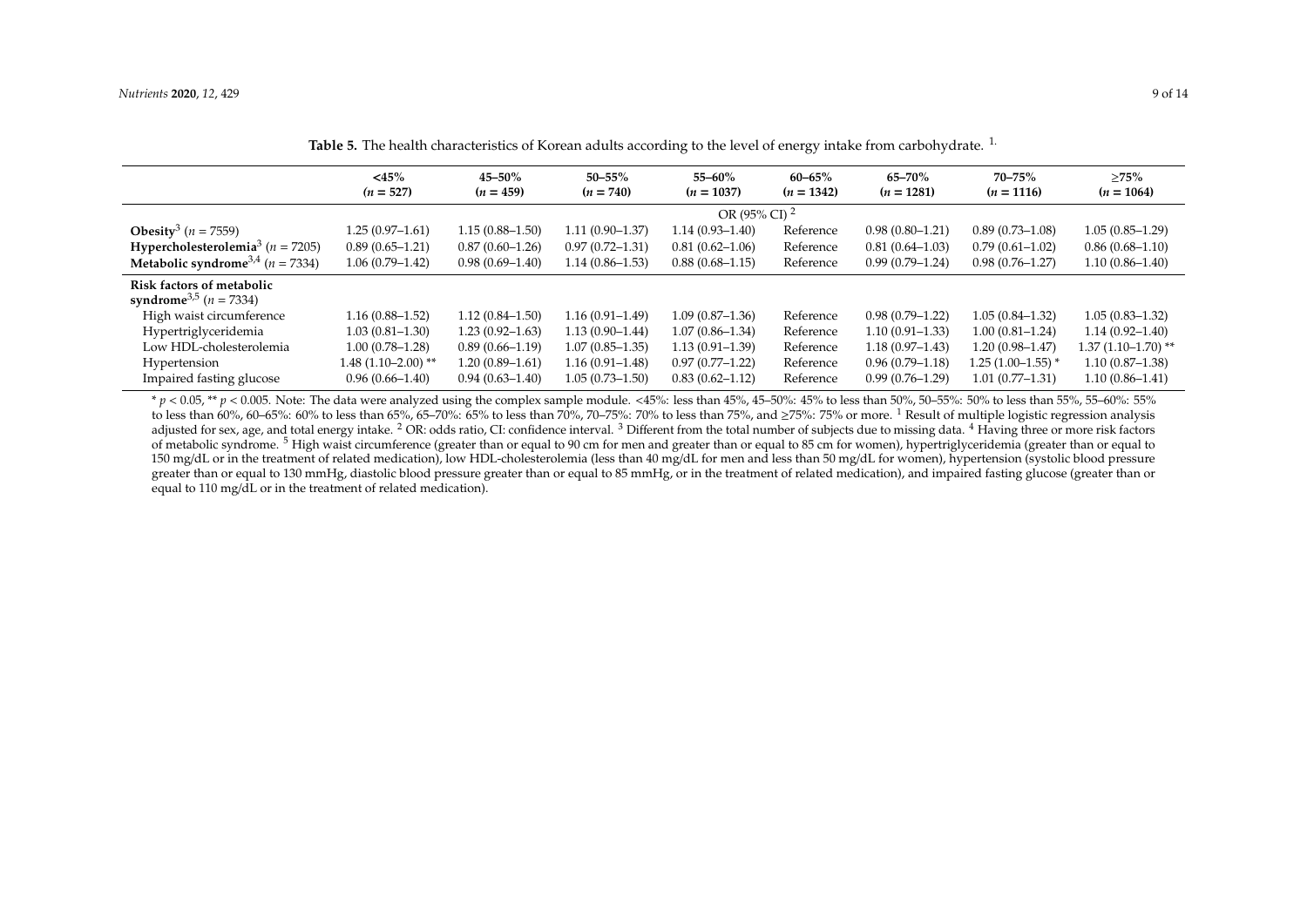**Table 5.** The health characteristics of Korean adults according to the level of energy intake from carbohydrate. [1]

| | <45% ($n$ = 527) | 45–50% ($n$ = 459) | 50–55% ($n$ = 740) | 55–60% ($n$ = 1037) | 60–65% ($n$ = 1342) | 65–70% ($n$ = 1281) | 70–75% ($n$ = 1116) | ≥75% ($n$ = 1064) |
|---|---|---|---|---|---|---|---|---|
| | OR (95% CI) [2] | | | | | | | |
| **Obesity** [3] ($n$ = 7559) | 1.25 (0.97–1.61) | 1.15 (0.88–1.50) | 1.11 (0.90–1.37) | 1.14 (0.93–1.40) | Reference | 0.98 (0.80–1.21) | 0.89 (0.73–1.08) | 1.05 (0.85–1.29) |
| **Hypercholesterolemia** [3] ($n$ = 7205) | 0.89 (0.65–1.21) | 0.87 (0.60–1.26) | 0.97 (0.72–1.31) | 0.81 (0.62–1.06) | Reference | 0.81 (0.64–1.03) | 0.79 (0.61–1.02) | 0.86 (0.68–1.10) |
| **Metabolic syndrome** [3,4] ($n$ = 7334) | 1.06 (0.79–1.42) | 0.98 (0.69–1.40) | 1.14 (0.86–1.53) | 0.88 (0.68–1.15) | Reference | 0.99 (0.79–1.24) | 0.98 (0.76–1.27) | 1.10 (0.86–1.40) |
| **Risk factors of metabolic syndrome** [3,5] ($n$ = 7334) | | | | | | | | |
| High waist circumference | 1.16 (0.88–1.52) | 1.12 (0.84–1.50) | 1.16 (0.91–1.49) | 1.09 (0.87–1.36) | Reference | 0.98 (0.79–1.22) | 1.05 (0.84–1.32) | 1.05 (0.83–1.32) |
| Hypertriglyceridemia | 1.03 (0.81–1.30) | 1.23 (0.92–1.63) | 1.13 (0.90–1.44) | 1.07 (0.86–1.34) | Reference | 1.10 (0.91–1.33) | 1.00 (0.81–1.24) | 1.14 (0.92–1.40) |
| Low HDL-cholesterolemia | 1.00 (0.78–1.28) | 0.89 (0.66–1.19) | 1.07 (0.85–1.35) | 1.13 (0.91–1.39) | Reference | 1.18 (0.97–1.43) | 1.20 (0.98–1.47) | 1.37 (1.10–1.70) ** |
| Hypertension | 1.48 (1.10–2.00) ** | 1.20 (0.89–1.61) | 1.16 (0.91–1.48) | 0.97 (0.77–1.22) | Reference | 0.96 (0.79–1.18) | 1.25 (1.00–1.55) * | 1.10 (0.87–1.38) |
| Impaired fasting glucose | 0.96 (0.66–1.40) | 0.94 (0.63–1.40) | 1.05 (0.73–1.50) | 0.83 (0.62–1.12) | Reference | 0.99 (0.76–1.29) | 1.01 (0.77–1.31) | 1.10 (0.86–1.41) |

* $p < 0.05$, ** $p < 0.005$. Note: The data were analyzed using the complex sample module. <45%: less than 45%, 45–50%: 45% to less than 50%, 50–55%: 50% to less than 55%, 55–60%: 55% to less than 60%, 60–65%: 60% to less than 65%, 65–70%: 65% to less than 70%, 70–75%: 70% to less than 75%, and ≥75%: 75% or more. [1] Result of multiple logistic regression analysis adjusted for sex, age, and total energy intake. [2] OR: odds ratio, CI: confidence interval. [3] Different from the total number of subjects due to missing data. [4] Having three or more risk factors of metabolic syndrome. [5] High waist circumference (greater than or equal to 90 cm for men and greater than or equal to 85 cm for women), hypertriglyceridemia (greater than or equal to 150 mg/dL or in the treatment of related medication), low HDL-cholesterolemia (less than 40 mg/dL for men and less than 50 mg/dL for women), hypertension (systolic blood pressure greater than or equal to 130 mmHg, diastolic blood pressure greater than or equal to 85 mmHg, or in the treatment of related medication), and impaired fasting glucose (greater than or equal to 110 mg/dL or in the treatment of related medication).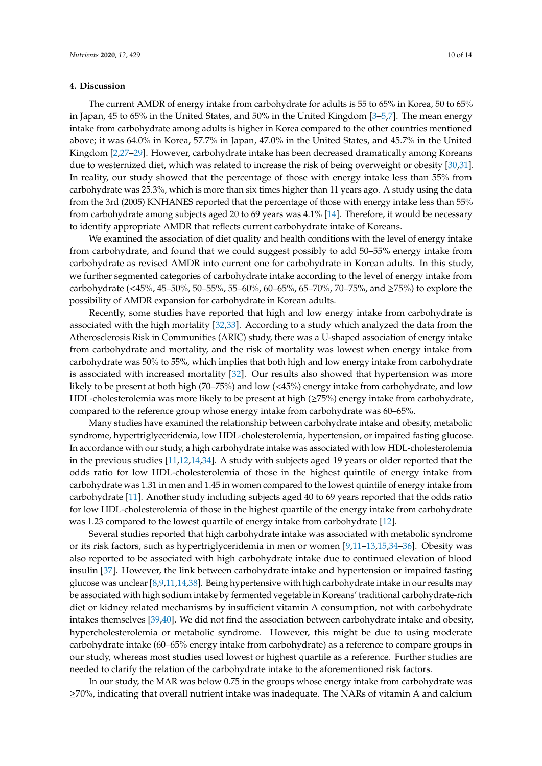## 4. Discussion

The current AMDR of energy intake from carbohydrate for adults is 55 to 65% in Korea, 50 to 65% in Japan, 45 to 65% in the United States, and 50% in the United Kingdom [3–5,7]. The mean energy intake from carbohydrate among adults is higher in Korea compared to the other countries mentioned above; it was 64.0% in Korea, 57.7% in Japan, 47.0% in the United States, and 45.7% in the United Kingdom [2,27–29]. However, carbohydrate intake has been decreased dramatically among Koreans due to westernized diet, which was related to increase the risk of being overweight or obesity [30,31]. In reality, our study showed that the percentage of those with energy intake less than 55% from carbohydrate was 25.3%, which is more than six times higher than 11 years ago. A study using the data from the 3rd (2005) KNHANES reported that the percentage of those with energy intake less than 55% from carbohydrate among subjects aged 20 to 69 years was 4.1% [14]. Therefore, it would be necessary to identify appropriate AMDR that reflects current carbohydrate intake of Koreans.

We examined the association of diet quality and health conditions with the level of energy intake from carbohydrate, and found that we could suggest possibly to add 50–55% energy intake from carbohydrate as revised AMDR into current one for carbohydrate in Korean adults. In this study, we further segmented categories of carbohydrate intake according to the level of energy intake from carbohydrate (<45%, 45–50%, 50–55%, 55–60%, 60–65%, 65–70%, 70–75%, and ≥75%) to explore the possibility of AMDR expansion for carbohydrate in Korean adults.

Recently, some studies have reported that high and low energy intake from carbohydrate is associated with the high mortality [32,33]. According to a study which analyzed the data from the Atherosclerosis Risk in Communities (ARIC) study, there was a U-shaped association of energy intake from carbohydrate and mortality, and the risk of mortality was lowest when energy intake from carbohydrate was 50% to 55%, which implies that both high and low energy intake from carbohydrate is associated with increased mortality [32]. Our results also showed that hypertension was more likely to be present at both high (70–75%) and low (<45%) energy intake from carbohydrate, and low HDL-cholesterolemia was more likely to be present at high (≥75%) energy intake from carbohydrate, compared to the reference group whose energy intake from carbohydrate was 60–65%.

Many studies have examined the relationship between carbohydrate intake and obesity, metabolic syndrome, hypertriglyceridemia, low HDL-cholesterolemia, hypertension, or impaired fasting glucose. In accordance with our study, a high carbohydrate intake was associated with low HDL-cholesterolemia in the previous studies [11,12,14,34]. A study with subjects aged 19 years or older reported that the odds ratio for low HDL-cholesterolemia of those in the highest quintile of energy intake from carbohydrate was 1.31 in men and 1.45 in women compared to the lowest quintile of energy intake from carbohydrate [11]. Another study including subjects aged 40 to 69 years reported that the odds ratio for low HDL-cholesterolemia of those in the highest quartile of the energy intake from carbohydrate was 1.23 compared to the lowest quartile of energy intake from carbohydrate [12].

Several studies reported that high carbohydrate intake was associated with metabolic syndrome or its risk factors, such as hypertriglyceridemia in men or women [9,11–13,15,34–36]. Obesity was also reported to be associated with high carbohydrate intake due to continued elevation of blood insulin [37]. However, the link between carbohydrate intake and hypertension or impaired fasting glucose was unclear [8,9,11,14,38]. Being hypertensive with high carbohydrate intake in our results may be associated with high sodium intake by fermented vegetable in Koreans' traditional carbohydrate-rich diet or kidney related mechanisms by insufficient vitamin A consumption, not with carbohydrate intakes themselves [39,40]. We did not find the association between carbohydrate intake and obesity, hypercholesterolemia or metabolic syndrome. However, this might be due to using moderate carbohydrate intake (60–65% energy intake from carbohydrate) as a reference to compare groups in our study, whereas most studies used lowest or highest quartile as a reference. Further studies are needed to clarify the relation of the carbohydrate intake to the aforementioned risk factors.

In our study, the MAR was below 0.75 in the groups whose energy intake from carbohydrate was ≥70%, indicating that overall nutrient intake was inadequate. The NARs of vitamin A and calcium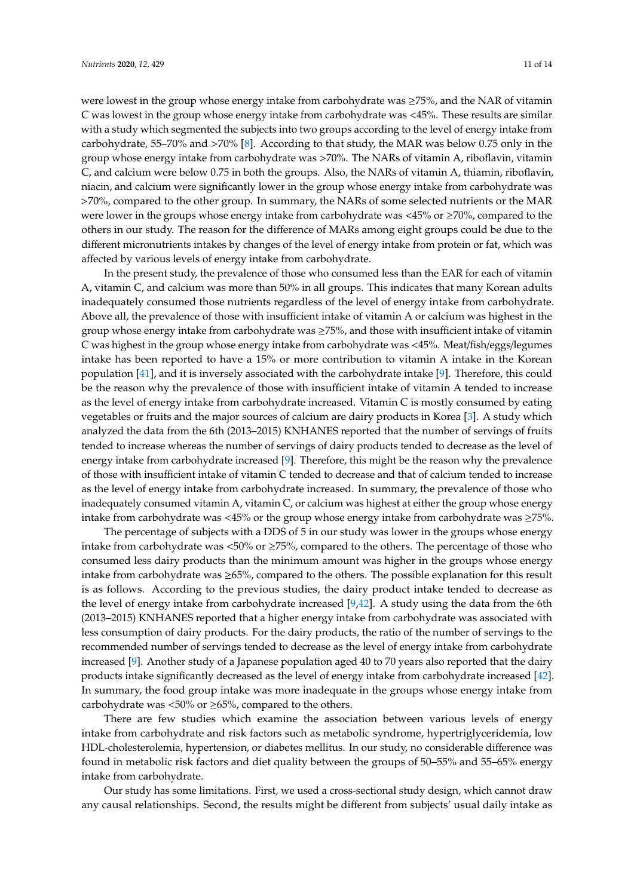were lowest in the group whose energy intake from carbohydrate was ≥75%, and the NAR of vitamin C was lowest in the group whose energy intake from carbohydrate was <45%. These results are similar with a study which segmented the subjects into two groups according to the level of energy intake from carbohydrate, 55–70% and >70% [8]. According to that study, the MAR was below 0.75 only in the group whose energy intake from carbohydrate was >70%. The NARs of vitamin A, riboflavin, vitamin C, and calcium were below 0.75 in both the groups. Also, the NARs of vitamin A, thiamin, riboflavin, niacin, and calcium were significantly lower in the group whose energy intake from carbohydrate was >70%, compared to the other group. In summary, the NARs of some selected nutrients or the MAR were lower in the groups whose energy intake from carbohydrate was <45% or ≥70%, compared to the others in our study. The reason for the difference of MARs among eight groups could be due to the different micronutrients intakes by changes of the level of energy intake from protein or fat, which was affected by various levels of energy intake from carbohydrate.

In the present study, the prevalence of those who consumed less than the EAR for each of vitamin A, vitamin C, and calcium was more than 50% in all groups. This indicates that many Korean adults inadequately consumed those nutrients regardless of the level of energy intake from carbohydrate. Above all, the prevalence of those with insufficient intake of vitamin A or calcium was highest in the group whose energy intake from carbohydrate was ≥75%, and those with insufficient intake of vitamin C was highest in the group whose energy intake from carbohydrate was <45%. Meat/fish/eggs/legumes intake has been reported to have a 15% or more contribution to vitamin A intake in the Korean population [41], and it is inversely associated with the carbohydrate intake [9]. Therefore, this could be the reason why the prevalence of those with insufficient intake of vitamin A tended to increase as the level of energy intake from carbohydrate increased. Vitamin C is mostly consumed by eating vegetables or fruits and the major sources of calcium are dairy products in Korea [3]. A study which analyzed the data from the 6th (2013–2015) KNHANES reported that the number of servings of fruits tended to increase whereas the number of servings of dairy products tended to decrease as the level of energy intake from carbohydrate increased [9]. Therefore, this might be the reason why the prevalence of those with insufficient intake of vitamin C tended to decrease and that of calcium tended to increase as the level of energy intake from carbohydrate increased. In summary, the prevalence of those who inadequately consumed vitamin A, vitamin C, or calcium was highest at either the group whose energy intake from carbohydrate was <45% or the group whose energy intake from carbohydrate was ≥75%.

The percentage of subjects with a DDS of 5 in our study was lower in the groups whose energy intake from carbohydrate was <50% or ≥75%, compared to the others. The percentage of those who consumed less dairy products than the minimum amount was higher in the groups whose energy intake from carbohydrate was ≥65%, compared to the others. The possible explanation for this result is as follows. According to the previous studies, the dairy product intake tended to decrease as the level of energy intake from carbohydrate increased [9,42]. A study using the data from the 6th (2013–2015) KNHANES reported that a higher energy intake from carbohydrate was associated with less consumption of dairy products. For the dairy products, the ratio of the number of servings to the recommended number of servings tended to decrease as the level of energy intake from carbohydrate increased [9]. Another study of a Japanese population aged 40 to 70 years also reported that the dairy products intake significantly decreased as the level of energy intake from carbohydrate increased [42]. In summary, the food group intake was more inadequate in the groups whose energy intake from carbohydrate was <50% or ≥65%, compared to the others.

There are few studies which examine the association between various levels of energy intake from carbohydrate and risk factors such as metabolic syndrome, hypertriglyceridemia, low HDL-cholesterolemia, hypertension, or diabetes mellitus. In our study, no considerable difference was found in metabolic risk factors and diet quality between the groups of 50–55% and 55–65% energy intake from carbohydrate.

Our study has some limitations. First, we used a cross-sectional study design, which cannot draw any causal relationships. Second, the results might be different from subjects' usual daily intake as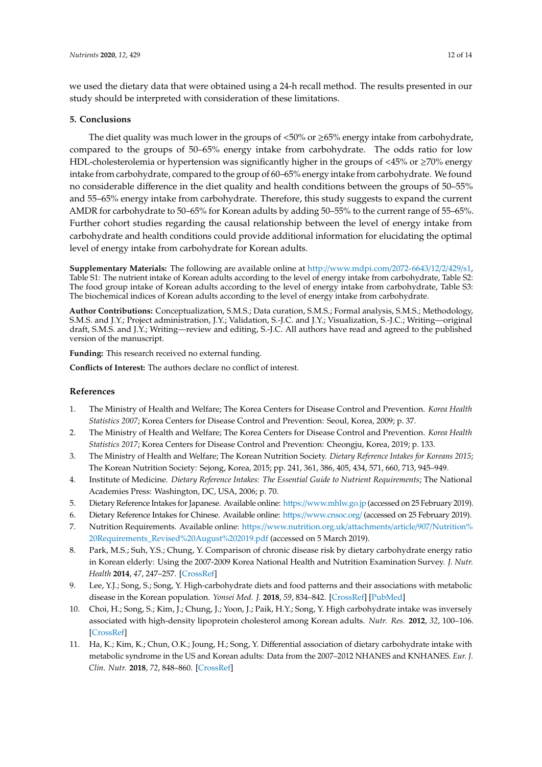we used the dietary data that were obtained using a 24-h recall method. The results presented in our study should be interpreted with consideration of these limitations.

## 5. Conclusions

The diet quality was much lower in the groups of <50% or ≥65% energy intake from carbohydrate, compared to the groups of 50–65% energy intake from carbohydrate. The odds ratio for low HDL-cholesterolemia or hypertension was significantly higher in the groups of <45% or ≥70% energy intake from carbohydrate, compared to the group of 60–65% energy intake from carbohydrate. We found no considerable difference in the diet quality and health conditions between the groups of 50–55% and 55–65% energy intake from carbohydrate. Therefore, this study suggests to expand the current AMDR for carbohydrate to 50–65% for Korean adults by adding 50–55% to the current range of 55–65%. Further cohort studies regarding the causal relationship between the level of energy intake from carbohydrate and health conditions could provide additional information for elucidating the optimal level of energy intake from carbohydrate for Korean adults.

**Supplementary Materials:** The following are available online at http://www.mdpi.com/2072-6643/12/2/429/s1, Table S1: The nutrient intake of Korean adults according to the level of energy intake from carbohydrate, Table S2: The food group intake of Korean adults according to the level of energy intake from carbohydrate, Table S3: The biochemical indices of Korean adults according to the level of energy intake from carbohydrate.

**Author Contributions:** Conceptualization, S.M.S.; Data curation, S.M.S.; Formal analysis, S.M.S.; Methodology, S.M.S. and J.Y.; Project administration, J.Y.; Validation, S.-J.C. and J.Y.; Visualization, S.-J.C.; Writing—original draft, S.M.S. and J.Y.; Writing—review and editing, S.-J.C. All authors have read and agreed to the published version of the manuscript.

**Funding:** This research received no external funding.

**Conflicts of Interest:** The authors declare no conflict of interest.

## References

1. The Ministry of Health and Welfare; The Korea Centers for Disease Control and Prevention. *Korea Health Statistics 2007*; Korea Centers for Disease Control and Prevention: Seoul, Korea, 2009; p. 37.
2. The Ministry of Health and Welfare; The Korea Centers for Disease Control and Prevention. *Korea Health Statistics 2017*; Korea Centers for Disease Control and Prevention: Cheongju, Korea, 2019; p. 133.
3. The Ministry of Health and Welfare; The Korean Nutrition Society. *Dietary Reference Intakes for Koreans 2015*; The Korean Nutrition Society: Sejong, Korea, 2015; pp. 241, 361, 386, 405, 434, 571, 660, 713, 945–949.
4. Institute of Medicine. *Dietary Reference Intakes: The Essential Guide to Nutrient Requirements*; The National Academies Press: Washington, DC, USA, 2006; p. 70.
5. Dietary Reference Intakes for Japanese. Available online: https://www.mhlw.go.jp (accessed on 25 February 2019).
6. Dietary Reference Intakes for Chinese. Available online: https://www.cnsoc.org/ (accessed on 25 February 2019).
7. Nutrition Requirements. Available online: https://www.nutrition.org.uk/attachments/article/907/Nutrition%20Requirements_Revised%20August%202019.pdf (accessed on 5 March 2019).
8. Park, M.S.; Suh, Y.S.; Chung, Y. Comparison of chronic disease risk by dietary carbohydrate energy ratio in Korean elderly: Using the 2007-2009 Korea National Health and Nutrition Examination Survey. *J. Nutr. Health* **2014**, *47*, 247–257. [CrossRef]
9. Lee, Y.J.; Song, S.; Song, Y. High-carbohydrate diets and food patterns and their associations with metabolic disease in the Korean population. *Yonsei Med. J.* **2018**, *59*, 834–842. [CrossRef] [PubMed]
10. Choi, H.; Song, S.; Kim, J.; Chung, J.; Yoon, J.; Paik, H.Y.; Song, Y. High carbohydrate intake was inversely associated with high-density lipoprotein cholesterol among Korean adults. *Nutr. Res.* **2012**, *32*, 100–106. [CrossRef]
11. Ha, K.; Kim, K.; Chun, O.K.; Joung, H.; Song, Y. Differential association of dietary carbohydrate intake with metabolic syndrome in the US and Korean adults: Data from the 2007–2012 NHANES and KNHANES. *Eur. J. Clin. Nutr.* **2018**, *72*, 848–860. [CrossRef]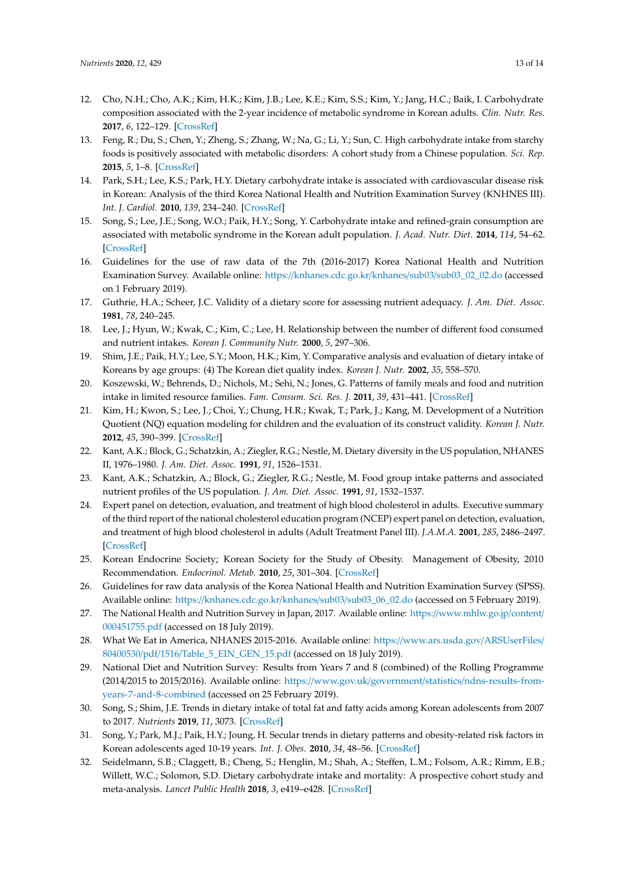12. Cho, N.H.; Cho, A.K.; Kim, H.K.; Kim, J.B.; Lee, K.E.; Kim, S.S.; Kim, Y.; Jang, H.C.; Baik, I. Carbohydrate composition associated with the 2-year incidence of metabolic syndrome in Korean adults. *Clin. Nutr. Res.* **2017**, *6*, 122–129. [CrossRef]
13. Feng, R.; Du, S.; Chen, Y.; Zheng, S.; Zhang, W.; Na, G.; Li, Y.; Sun, C. High carbohydrate intake from starchy foods is positively associated with metabolic disorders: A cohort study from a Chinese population. *Sci. Rep.* **2015**, *5*, 1–8. [CrossRef]
14. Park, S.H.; Lee, K.S.; Park, H.Y. Dietary carbohydrate intake is associated with cardiovascular disease risk in Korean: Analysis of the third Korea National Health and Nutrition Examination Survey (KNHNES III). *Int. J. Cardiol.* **2010**, *139*, 234–240. [CrossRef]
15. Song, S.; Lee, J.E.; Song, W.O.; Paik, H.Y.; Song, Y. Carbohydrate intake and refined-grain consumption are associated with metabolic syndrome in the Korean adult population. *J. Acad. Nutr. Diet.* **2014**, *114*, 54–62. [CrossRef]
16. Guidelines for the use of raw data of the 7th (2016-2017) Korea National Health and Nutrition Examination Survey. Available online: https://knhanes.cdc.go.kr/knhanes/sub03/sub03_02_02.do (accessed on 1 February 2019).
17. Guthrie, H.A.; Scheer, J.C. Validity of a dietary score for assessing nutrient adequacy. *J. Am. Diet. Assoc.* **1981**, *78*, 240–245.
18. Lee, J.; Hyun, W.; Kwak, C.; Kim, C.; Lee, H. Relationship between the number of different food consumed and nutrient intakes. *Korean J. Community Nutr.* **2000**, *5*, 297–306.
19. Shim, J.E.; Paik, H.Y.; Lee, S.Y.; Moon, H.K.; Kim, Y. Comparative analysis and evaluation of dietary intake of Koreans by age groups: (4) The Korean diet quality index. *Korean J. Nutr.* **2002**, *35*, 558–570.
20. Koszewski, W.; Behrends, D.; Nichols, M.; Sehi, N.; Jones, G. Patterns of family meals and food and nutrition intake in limited resource families. *Fam. Consum. Sci. Res. J.* **2011**, *39*, 431–441. [CrossRef]
21. Kim, H.; Kwon, S.; Lee, J.; Choi, Y.; Chung, H.R.; Kwak, T.; Park, J.; Kang, M. Development of a Nutrition Quotient (NQ) equation modeling for children and the evaluation of its construct validity. *Korean J. Nutr.* **2012**, *45*, 390–399. [CrossRef]
22. Kant, A.K.; Block, G.; Schatzkin, A.; Ziegler, R.G.; Nestle, M. Dietary diversity in the US population, NHANES II, 1976–1980. *J. Am. Diet. Assoc.* **1991**, *91*, 1526–1531.
23. Kant, A.K.; Schatzkin, A.; Block, G.; Ziegler, R.G.; Nestle, M. Food group intake patterns and associated nutrient profiles of the US population. *J. Am. Diet. Assoc.* **1991**, *91*, 1532–1537.
24. Expert panel on detection, evaluation, and treatment of high blood cholesterol in adults. Executive summary of the third report of the national cholesterol education program (NCEP) expert panel on detection, evaluation, and treatment of high blood cholesterol in adults (Adult Treatment Panel III). *J.A.M.A.* **2001**, *285*, 2486–2497. [CrossRef]
25. Korean Endocrine Society; Korean Society for the Study of Obesity. Management of Obesity, 2010 Recommendation. *Endocrinol. Metab.* **2010**, *25*, 301–304. [CrossRef]
26. Guidelines for raw data analysis of the Korea National Health and Nutrition Examination Survey (SPSS). Available online: https://knhanes.cdc.go.kr/knhanes/sub03/sub03_06_02.do (accessed on 5 February 2019).
27. The National Health and Nutrition Survey in Japan, 2017. Available online: https://www.mhlw.go.jp/content/000451755.pdf (accessed on 18 July 2019).
28. What We Eat in America, NHANES 2015-2016. Available online: https://www.ars.usda.gov/ARSUserFiles/80400530/pdf/1516/Table_5_EIN_GEN_15.pdf (accessed on 18 July 2019).
29. National Diet and Nutrition Survey: Results from Years 7 and 8 (combined) of the Rolling Programme (2014/2015 to 2015/2016). Available online: https://www.gov.uk/government/statistics/ndns-results-from-years-7-and-8-combined (accessed on 25 February 2019).
30. Song, S.; Shim, J.E. Trends in dietary intake of total fat and fatty acids among Korean adolescents from 2007 to 2017. *Nutrients* **2019**, *11*, 3073. [CrossRef]
31. Song, Y.; Park, M.J.; Paik, H.Y.; Joung, H. Secular trends in dietary patterns and obesity-related risk factors in Korean adolescents aged 10-19 years. *Int. J. Obes.* **2010**, *34*, 48–56. [CrossRef]
32. Seidelmann, S.B.; Claggett, B.; Cheng, S.; Henglin, M.; Shah, A.; Steffen, L.M.; Folsom, A.R.; Rimm, E.B.; Willett, W.C.; Solomon, S.D. Dietary carbohydrate intake and mortality: A prospective cohort study and meta-analysis. *Lancet Public Health* **2018**, *3*, e419–e428. [CrossRef]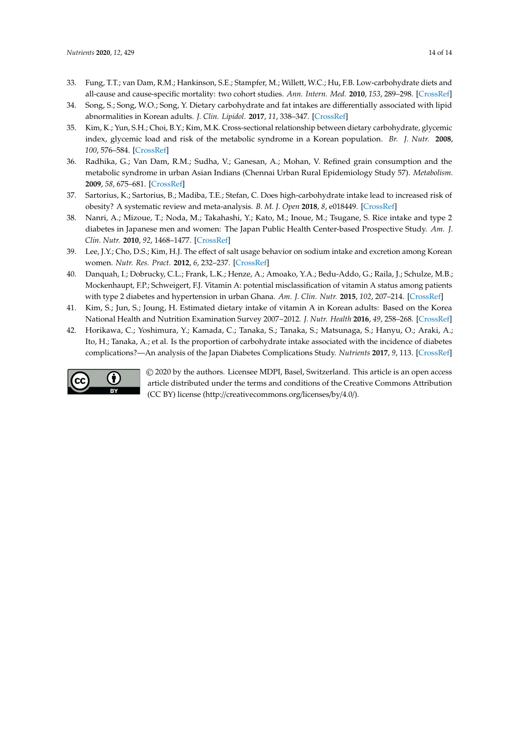33. Fung, T.T.; van Dam, R.M.; Hankinson, S.E.; Stampfer, M.; Willett, W.C.; Hu, F.B. Low-carbohydrate diets and all-cause and cause-specific mortality: two cohort studies. *Ann. Intern. Med.* **2010**, *153*, 289–298. [CrossRef]
34. Song, S.; Song, W.O.; Song, Y. Dietary carbohydrate and fat intakes are differentially associated with lipid abnormalities in Korean adults. *J. Clin. Lipidol.* **2017**, *11*, 338–347. [CrossRef]
35. Kim, K.; Yun, S.H.; Choi, B.Y.; Kim, M.K. Cross-sectional relationship between dietary carbohydrate, glycemic index, glycemic load and risk of the metabolic syndrome in a Korean population. *Br. J. Nutr.* **2008**, *100*, 576–584. [CrossRef]
36. Radhika, G.; Van Dam, R.M.; Sudha, V.; Ganesan, A.; Mohan, V. Refined grain consumption and the metabolic syndrome in urban Asian Indians (Chennai Urban Rural Epidemiology Study 57). *Metabolism.* **2009**, *58*, 675–681. [CrossRef]
37. Sartorius, K.; Sartorius, B.; Madiba, T.E.; Stefan, C. Does high-carbohydrate intake lead to increased risk of obesity? A systematic review and meta-analysis. *B. M. J. Open* **2018**, *8*, e018449. [CrossRef]
38. Nanri, A.; Mizoue, T.; Noda, M.; Takahashi, Y.; Kato, M.; Inoue, M.; Tsugane, S. Rice intake and type 2 diabetes in Japanese men and women: The Japan Public Health Center-based Prospective Study. *Am. J. Clin. Nutr.* **2010**, *92*, 1468–1477. [CrossRef]
39. Lee, J.Y.; Cho, D.S.; Kim, H.J. The effect of salt usage behavior on sodium intake and excretion among Korean women. *Nutr. Res. Pract.* **2012**, *6*, 232–237. [CrossRef]
40. Danquah, I.; Dobrucky, C.L.; Frank, L.K.; Henze, A.; Amoako, Y.A.; Bedu-Addo, G.; Raila, J.; Schulze, M.B.; Mockenhaupt, F.P.; Schweigert, F.J. Vitamin A: potential misclassification of vitamin A status among patients with type 2 diabetes and hypertension in urban Ghana. *Am. J. Clin. Nutr.* **2015**, *102*, 207–214. [CrossRef]
41. Kim, S.; Jun, S.; Joung, H. Estimated dietary intake of vitamin A in Korean adults: Based on the Korea National Health and Nutrition Examination Survey 2007~2012. *J. Nutr. Health* **2016**, *49*, 258–268. [CrossRef]
42. Horikawa, C.; Yoshimura, Y.; Kamada, C.; Tanaka, S.; Tanaka, S.; Matsunaga, S.; Hanyu, O.; Araki, A.; Ito, H.; Tanaka, A.; et al. Is the proportion of carbohydrate intake associated with the incidence of diabetes complications?—An analysis of the Japan Diabetes Complications Study. *Nutrients* **2017**, *9*, 113. [CrossRef]

© 2020 by the authors. Licensee MDPI, Basel, Switzerland. This article is an open access article distributed under the terms and conditions of the Creative Commons Attribution (CC BY) license (http://creativecommons.org/licenses/by/4.0/).